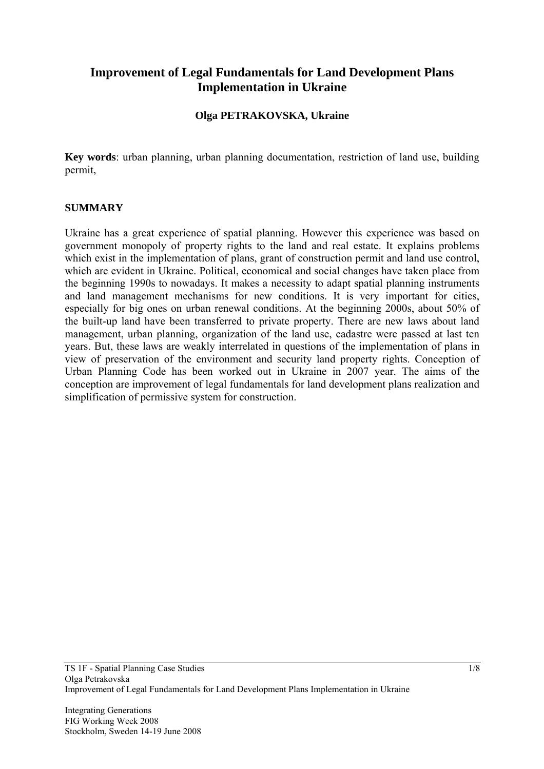# Improvement of Legal Fundamentals for Land Development Plans Implementation in Ukraine

**Olga PETRAKOVSKA, Ukraine**

**Key words**: urban planning, urban planning documentation, restriction of land use, building permit,

## SUMMARY

Ukraine has a great experience of spatial planning. However this experience was based on government monopoly of property rights to the land and real estate. It explains problems which exist in the implementation of plans, grant of construction permit and land use control, which are evident in Ukraine. Political, economical and social changes have taken place from the beginning 1990s to nowadays. It makes a necessity to adapt spatial planning instruments and land management mechanisms for new conditions. It is very important for cities, especially for big ones on urban renewal conditions. At the beginning 2000s, about 50% of the built-up land have been transferred to private property. There are new laws about land management, urban planning, organization of the land use, cadastre were passed at last ten years. But, these laws are weakly interrelated in questions of the implementation of plans in view of preservation of the environment and security land property rights. Conception of Urban Planning Code has been worked out in Ukraine in 2007 year. The aims of the conception are improvement of legal fundamentals for land development plans realization and simplification of permissive system for construction.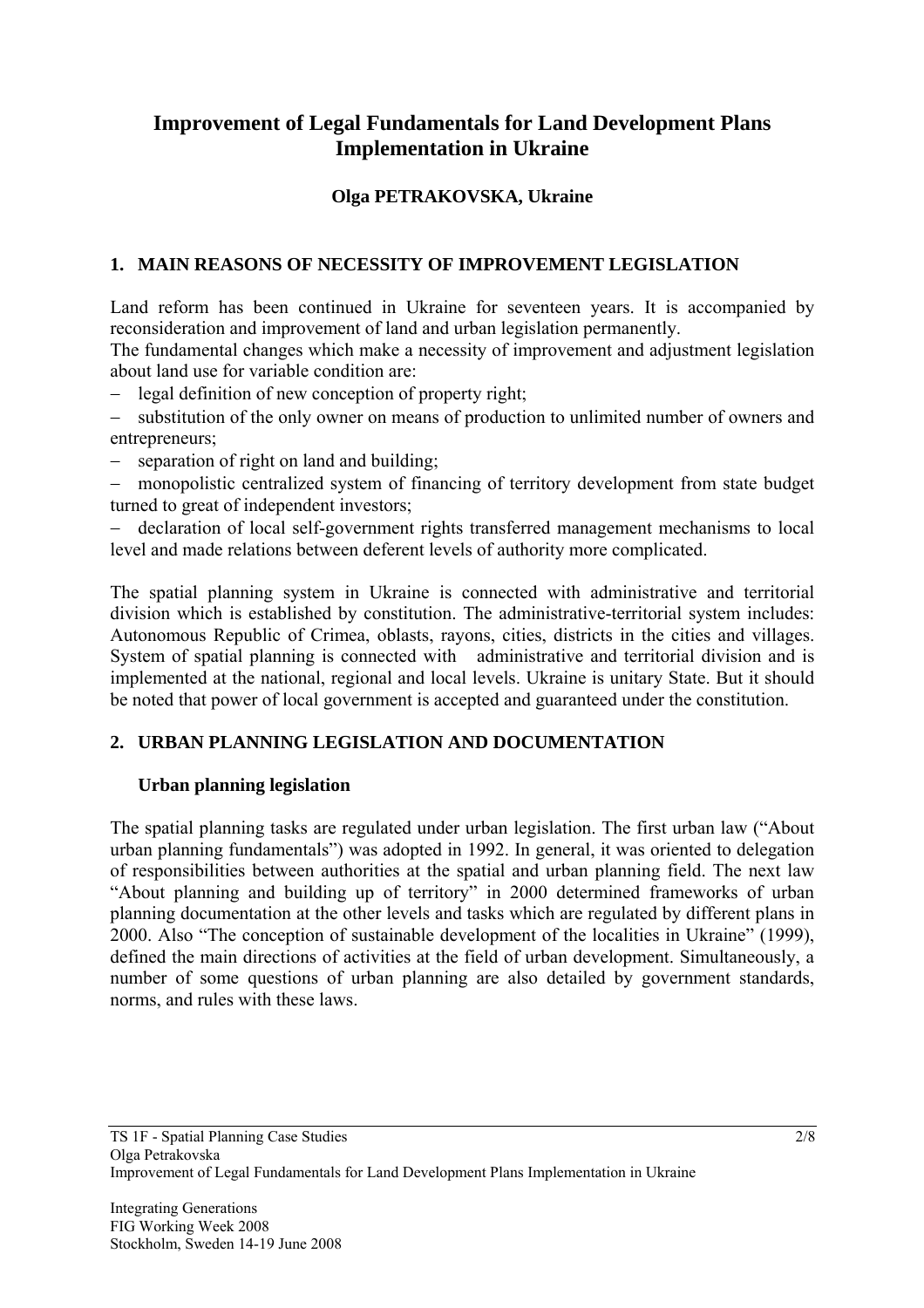# Improvement of Legal Fundamentals for Land Development Plans Implementation in Ukraine

**Olga PETRAKOVSKA, Ukraine**

## 1. MAIN REASONS OF NECESSITY OF IMPROVEMENT LEGISLATION

Land reform has been continued in Ukraine for seventeen years. It is accompanied by reconsideration and improvement of land and urban legislation permanently.

The fundamental changes which make a necessity of improvement and adjustment legislation about land use for variable condition are:

- legal definition of new conception of property right;
- substitution of the only owner on means of production to unlimited number of owners and entrepreneurs;
- separation of right on land and building;
- monopolistic centralized system of financing of territory development from state budget turned to great of independent investors;
- declaration of local self-government rights transferred management mechanisms to local level and made relations between deferent levels of authority more complicated.

The spatial planning system in Ukraine is connected with administrative and territorial division which is established by constitution. The administrative-territorial system includes: Autonomous Republic of Crimea, oblasts, rayons, cities, districts in the cities and villages. System of spatial planning is connected with administrative and territorial division and is implemented at the national, regional and local levels. Ukraine is unitary State. But it should be noted that power of local government is accepted and guaranteed under the constitution.

## 2. URBAN PLANNING LEGISLATION AND DOCUMENTATION

### Urban planning legislation

The spatial planning tasks are regulated under urban legislation. The first urban law ("About urban planning fundamentals") was adopted in 1992. In general, it was oriented to delegation of responsibilities between authorities at the spatial and urban planning field. The next law "About planning and building up of territory" in 2000 determined frameworks of urban planning documentation at the other levels and tasks which are regulated by different plans in 2000. Also "The conception of sustainable development of the localities in Ukraine" (1999), defined the main directions of activities at the field of urban development. Simultaneously, a number of some questions of urban planning are also detailed by government standards, norms, and rules with these laws.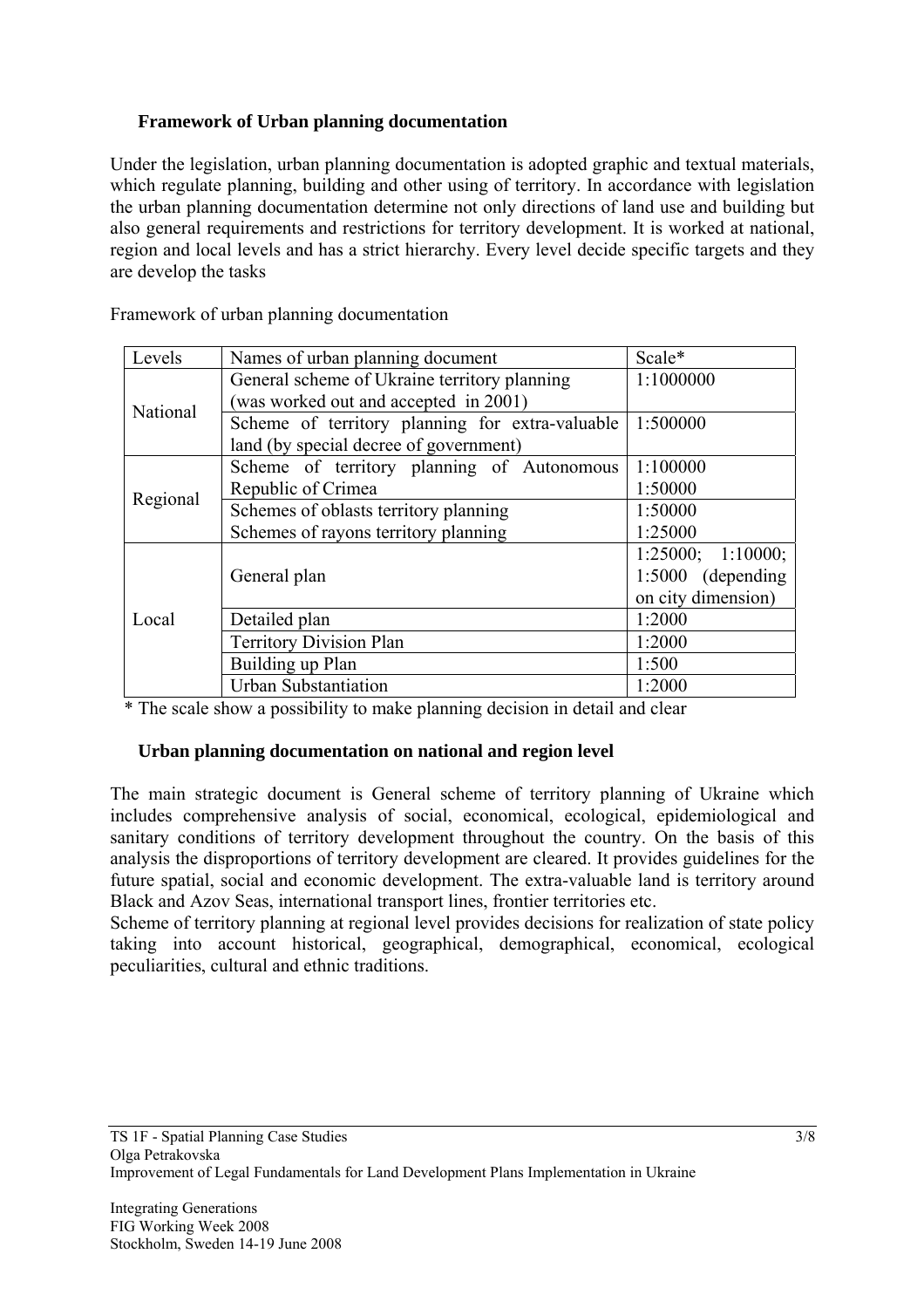## Framework of Urban planning documentation

Under the legislation, urban planning documentation is adopted graphic and textual materials, which regulate planning, building and other using of territory. In accordance with legislation the urban planning documentation determine not only directions of land use and building but also general requirements and restrictions for territory development. It is worked at national, region and local levels and has a strict hierarchy. Every level decide specific targets and they are develop the tasks

Framework of urban planning documentation

| Levels | Names of urban planning document | Scale* |
|---|---|---|
| National | General scheme of Ukraine territory planning (was worked out and accepted in 2001) | 1:1000000 |
| | Scheme of territory planning for extra-valuable land (by special decree of government) | 1:500000 |
| Regional | Scheme of territory planning of Autonomous Republic of Crimea | 1:100000<br>1:50000 |
| | Schemes of oblasts territory planning<br>Schemes of rayons territory planning | 1:50000<br>1:25000 |
| Local | General plan | 1:25000; 1:10000; 1:5000 (depending on city dimension) |
| | Detailed plan | 1:2000 |
| | Territory Division Plan | 1:2000 |
| | Building up Plan | 1:500 |
| | Urban Substantiation | 1:2000 |

\* The scale show a possibility to make planning decision in detail and clear

## Urban planning documentation on national and region level

The main strategic document is General scheme of territory planning of Ukraine which includes comprehensive analysis of social, economical, ecological, epidemiological and sanitary conditions of territory development throughout the country. On the basis of this analysis the disproportions of territory development are cleared. It provides guidelines for the future spatial, social and economic development. The extra-valuable land is territory around Black and Azov Seas, international transport lines, frontier territories etc.

Scheme of territory planning at regional level provides decisions for realization of state policy taking into account historical, geographical, demographical, economical, ecological peculiarities, cultural and ethnic traditions.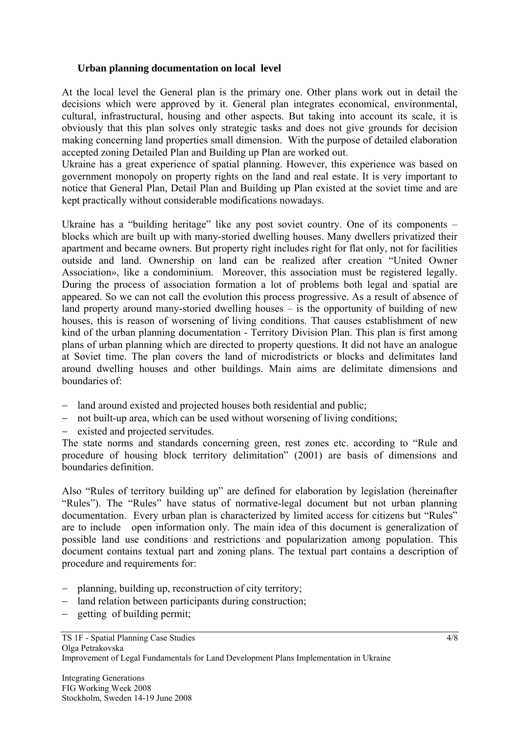### Urban planning documentation on local level

At the local level the General plan is the primary one. Other plans work out in detail the decisions which were approved by it. General plan integrates economical, environmental, cultural, infrastructural, housing and other aspects. But taking into account its scale, it is obviously that this plan solves only strategic tasks and does not give grounds for decision making concerning land properties small dimension. With the purpose of detailed elaboration accepted zoning Detailed Plan and Building up Plan are worked out.
Ukraine has a great experience of spatial planning. However, this experience was based on government monopoly on property rights on the land and real estate. It is very important to notice that General Plan, Detail Plan and Building up Plan existed at the soviet time and are kept practically without considerable modifications nowadays.

Ukraine has a "building heritage" like any post soviet country. One of its components – blocks which are built up with many-storied dwelling houses. Many dwellers privatized their apartment and became owners. But property right includes right for flat only, not for facilities outside and land. Ownership on land can be realized after creation "United Owner Association», like a condominium. Moreover, this association must be registered legally. During the process of association formation a lot of problems both legal and spatial are appeared. So we can not call the evolution this process progressive. As a result of absence of land property around many-storied dwelling houses – is the opportunity of building of new houses, this is reason of worsening of living conditions. That causes establishment of new kind of the urban planning documentation - Territory Division Plan. This plan is first among plans of urban planning which are directed to property questions. It did not have an analogue at Soviet time. The plan covers the land of microdistricts or blocks and delimitates land around dwelling houses and other buildings. Main aims are delimitate dimensions and boundaries of:

- land around existed and projected houses both residential and public;
- not built-up area, which can be used without worsening of living conditions;
- existed and projected servitudes.

The state norms and standards concerning green, rest zones etc. according to "Rule and procedure of housing block territory delimitation" (2001) are basis of dimensions and boundaries definition.

Also "Rules of territory building up" are defined for elaboration by legislation (hereinafter "Rules"). The "Rules" have status of normative-legal document but not urban planning documentation. Every urban plan is characterized by limited access for citizens but "Rules" are to include open information only. The main idea of this document is generalization of possible land use conditions and restrictions and popularization among population. This document contains textual part and zoning plans. The textual part contains a description of procedure and requirements for:

- planning, building up, reconstruction of city territory;
- land relation between participants during construction;
- getting of building permit;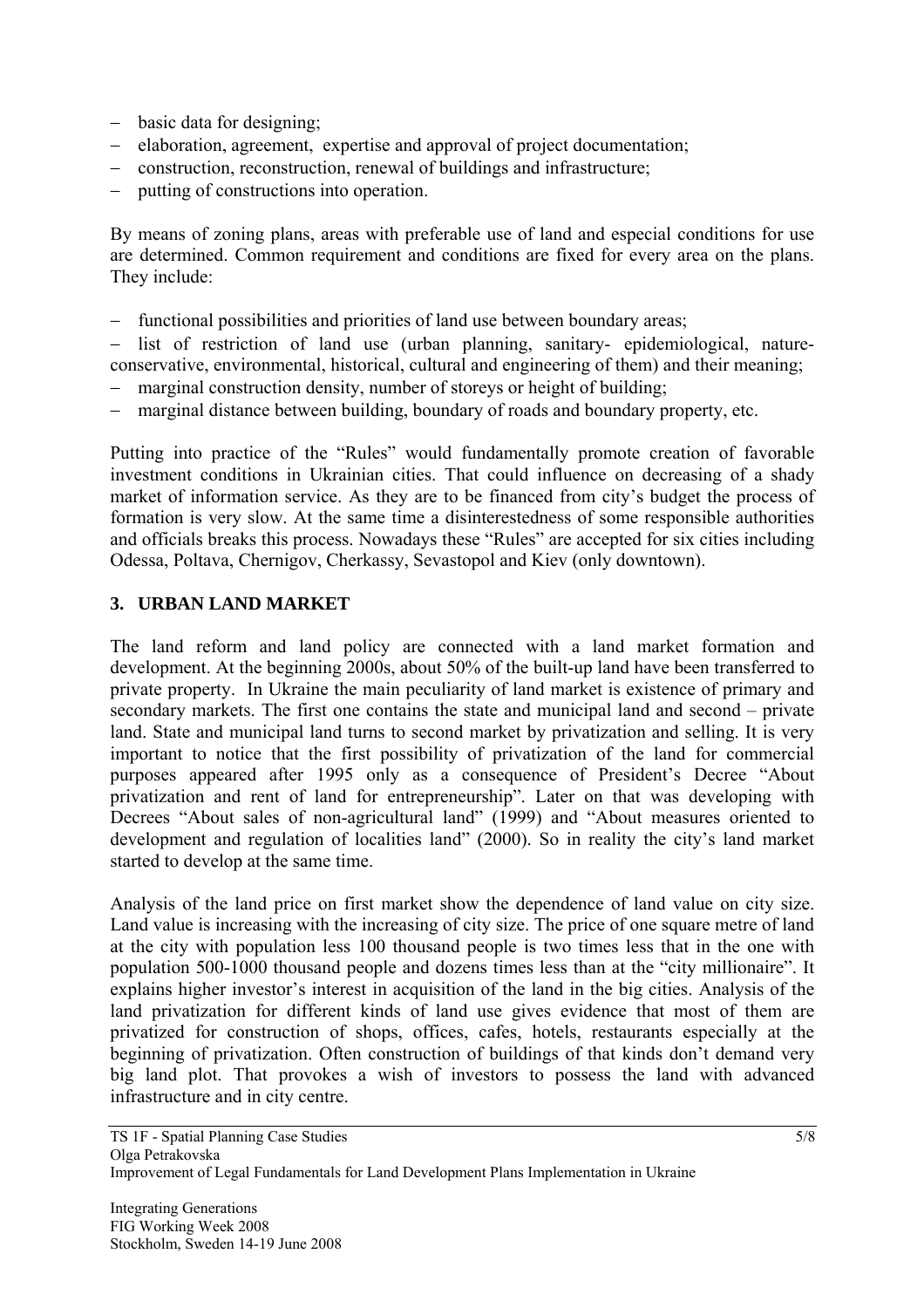- basic data for designing;
- elaboration, agreement, expertise and approval of project documentation;
- construction, reconstruction, renewal of buildings and infrastructure;
- putting of constructions into operation.

By means of zoning plans, areas with preferable use of land and especial conditions for use are determined. Common requirement and conditions are fixed for every area on the plans. They include:

- functional possibilities and priorities of land use between boundary areas;
- list of restriction of land use (urban planning, sanitary- epidemiological, nature-conservative, environmental, historical, cultural and engineering of them) and their meaning;
- marginal construction density, number of storeys or height of building;
- marginal distance between building, boundary of roads and boundary property, etc.

Putting into practice of the "Rules" would fundamentally promote creation of favorable investment conditions in Ukrainian cities. That could influence on decreasing of a shady market of information service. As they are to be financed from city's budget the process of formation is very slow. At the same time a disinterestedness of some responsible authorities and officials breaks this process. Nowadays these "Rules" are accepted for six cities including Odessa, Poltava, Chernigov, Cherkassy, Sevastopol and Kiev (only downtown).

## 3. URBAN LAND MARKET

The land reform and land policy are connected with a land market formation and development. At the beginning 2000s, about 50% of the built-up land have been transferred to private property. In Ukraine the main peculiarity of land market is existence of primary and secondary markets. The first one contains the state and municipal land and second – private land. State and municipal land turns to second market by privatization and selling. It is very important to notice that the first possibility of privatization of the land for commercial purposes appeared after 1995 only as a consequence of President's Decree "About privatization and rent of land for entrepreneurship". Later on that was developing with Decrees "About sales of non-agricultural land" (1999) and "About measures oriented to development and regulation of localities land" (2000). So in reality the city's land market started to develop at the same time.

Analysis of the land price on first market show the dependence of land value on city size. Land value is increasing with the increasing of city size. The price of one square metre of land at the city with population less 100 thousand people is two times less that in the one with population 500-1000 thousand people and dozens times less than at the "city millionaire". It explains higher investor's interest in acquisition of the land in the big cities. Analysis of the land privatization for different kinds of land use gives evidence that most of them are privatized for construction of shops, offices, cafes, hotels, restaurants especially at the beginning of privatization. Often construction of buildings of that kinds don't demand very big land plot. That provokes a wish of investors to possess the land with advanced infrastructure and in city centre.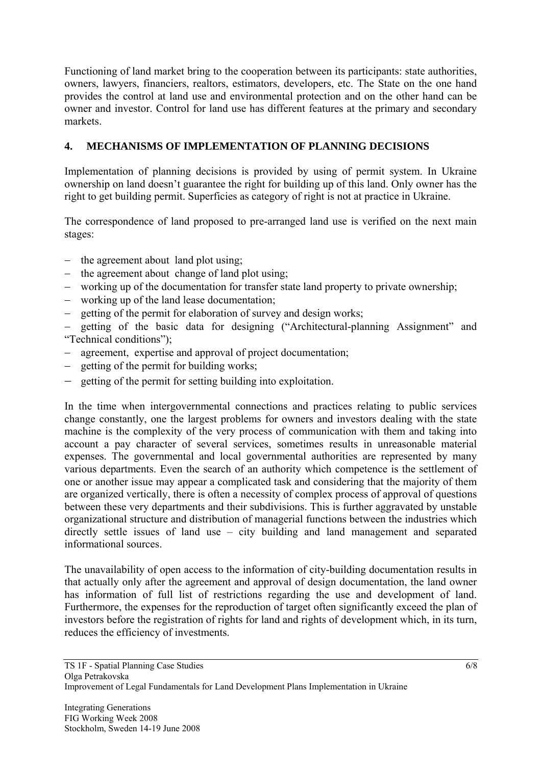Functioning of land market bring to the cooperation between its participants: state authorities, owners, lawyers, financiers, realtors, estimators, developers, etc. The State on the one hand provides the control at land use and environmental protection and on the other hand can be owner and investor. Control for land use has different features at the primary and secondary markets.

## 4. MECHANISMS OF IMPLEMENTATION OF PLANNING DECISIONS

Implementation of planning decisions is provided by using of permit system. In Ukraine ownership on land doesn't guarantee the right for building up of this land. Only owner has the right to get building permit. Superficies as category of right is not at practice in Ukraine.

The correspondence of land proposed to pre-arranged land use is verified on the next main stages:

- the agreement about land plot using;
- the agreement about change of land plot using;
- working up of the documentation for transfer state land property to private ownership;
- working up of the land lease documentation;
- getting of the permit for elaboration of survey and design works;
- getting of the basic data for designing ("Architectural-planning Assignment" and "Technical conditions");
- agreement, expertise and approval of project documentation;
- getting of the permit for building works;
- getting of the permit for setting building into exploitation.

In the time when intergovernmental connections and practices relating to public services change constantly, one the largest problems for owners and investors dealing with the state machine is the complexity of the very process of communication with them and taking into account a pay character of several services, sometimes results in unreasonable material expenses. The governmental and local governmental authorities are represented by many various departments. Even the search of an authority which competence is the settlement of one or another issue may appear a complicated task and considering that the majority of them are organized vertically, there is often a necessity of complex process of approval of questions between these very departments and their subdivisions. This is further aggravated by unstable organizational structure and distribution of managerial functions between the industries which directly settle issues of land use – city building and land management and separated informational sources.

The unavailability of open access to the information of city-building documentation results in that actually only after the agreement and approval of design documentation, the land owner has information of full list of restrictions regarding the use and development of land. Furthermore, the expenses for the reproduction of target often significantly exceed the plan of investors before the registration of rights for land and rights of development which, in its turn, reduces the efficiency of investments.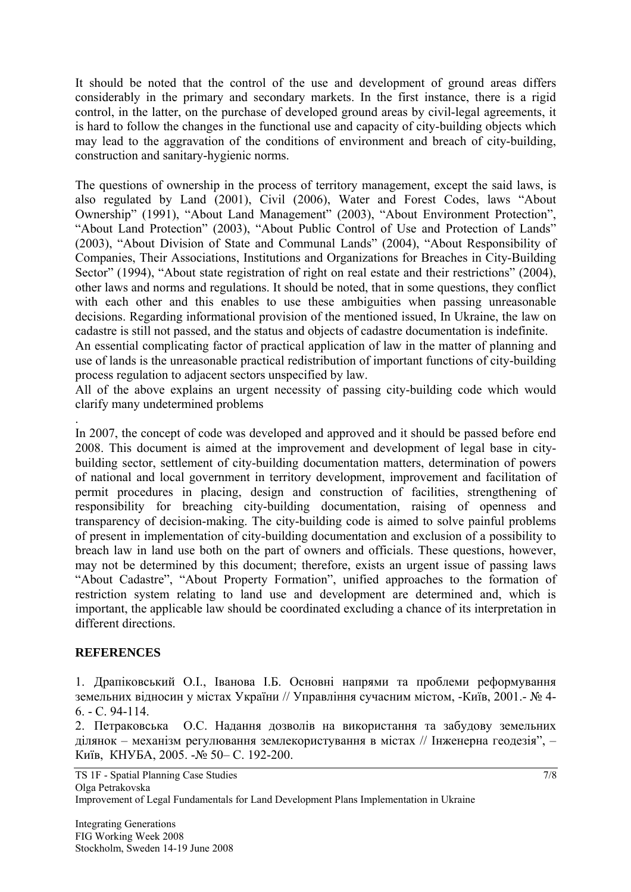It should be noted that the control of the use and development of ground areas differs considerably in the primary and secondary markets. In the first instance, there is a rigid control, in the latter, on the purchase of developed ground areas by civil-legal agreements, it is hard to follow the changes in the functional use and capacity of city-building objects which may lead to the aggravation of the conditions of environment and breach of city-building, construction and sanitary-hygienic norms.

The questions of ownership in the process of territory management, except the said laws, is also regulated by Land (2001), Civil (2006), Water and Forest Codes, laws "About Ownership" (1991), "About Land Management" (2003), "About Environment Protection", "About Land Protection" (2003), "About Public Control of Use and Protection of Lands" (2003), "About Division of State and Communal Lands" (2004), "About Responsibility of Companies, Their Associations, Institutions and Organizations for Breaches in City-Building Sector" (1994), "About state registration of right on real estate and their restrictions" (2004), other laws and norms and regulations. It should be noted, that in some questions, they conflict with each other and this enables to use these ambiguities when passing unreasonable decisions. Regarding informational provision of the mentioned issued, In Ukraine, the law on cadastre is still not passed, and the status and objects of cadastre documentation is indefinite.

An essential complicating factor of practical application of law in the matter of planning and use of lands is the unreasonable practical redistribution of important functions of city-building process regulation to adjacent sectors unspecified by law.

All of the above explains an urgent necessity of passing city-building code which would clarify many undetermined problems

.

In 2007, the concept of code was developed and approved and it should be passed before end 2008. This document is aimed at the improvement and development of legal base in city-building sector, settlement of city-building documentation matters, determination of powers of national and local government in territory development, improvement and facilitation of permit procedures in placing, design and construction of facilities, strengthening of responsibility for breaching city-building documentation, raising of openness and transparency of decision-making. The city-building code is aimed to solve painful problems of present in implementation of city-building documentation and exclusion of a possibility to breach law in land use both on the part of owners and officials. These questions, however, may not be determined by this document; therefore, exists an urgent issue of passing laws "About Cadastre", "About Property Formation", unified approaches to the formation of restriction system relating to land use and development are determined and, which is important, the applicable law should be coordinated excluding a chance of its interpretation in different directions.

## REFERENCES

1. Драпіковський О.І., Іванова І.Б. Основні напрями та проблеми реформування земельних відносин у містах України // Управління сучасним містом, -Київ, 2001.- № 4-6. - С. 94-114.
2. Петраковська О.С. Надання дозволів на використання та забудову земельних ділянок – механізм регулювання землекористування в містах // Інженерна геодезія", – Київ, КНУБА, 2005. -№ 50– С. 192-200.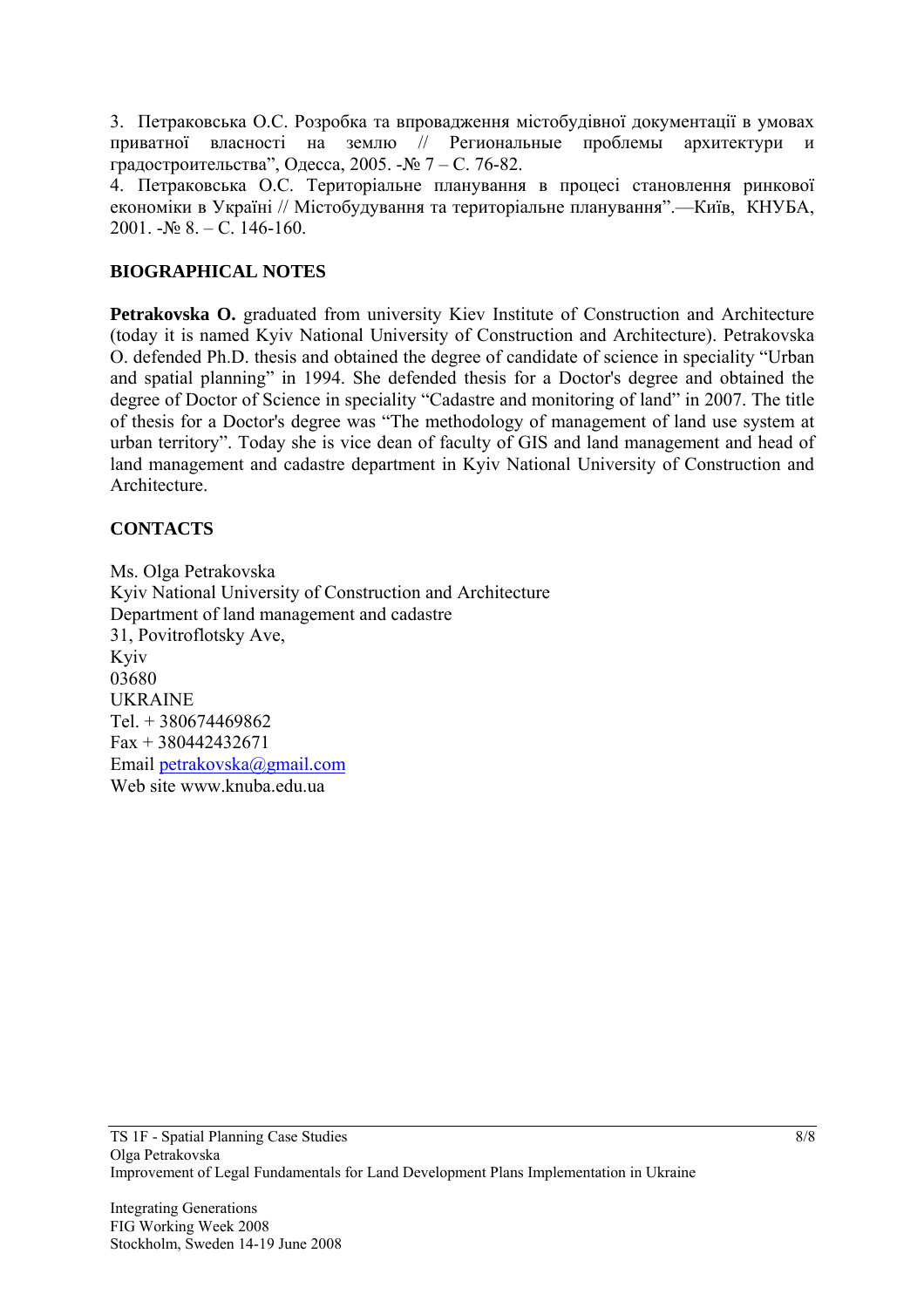3. Петраковська О.С. Розробка та впровадження містобудівної документації в умовах приватної власності на землю // Региональные проблемы архитектуры и градостроительства", Одесса, 2005. -№ 7 – С. 76-82.

4. Петраковська О.С. Територіальне планування в процесі становлення ринкової економіки в Україні // Містобудування та територіальне планування".—Київ, КНУБА, 2001. -№ 8. – С. 146-160.

## BIOGRAPHICAL NOTES

**Petrakovska O.** graduated from university Kiev Institute of Construction and Architecture (today it is named Kyiv National University of Construction and Architecture). Petrakovska O. defended Ph.D. thesis and obtained the degree of candidate of science in speciality "Urban and spatial planning" in 1994. She defended thesis for a Doctor's degree and obtained the degree of Doctor of Science in speciality "Cadastre and monitoring of land" in 2007. The title of thesis for a Doctor's degree was "The methodology of management of land use system at urban territory". Today she is vice dean of faculty of GIS and land management and head of land management and cadastre department in Kyiv National University of Construction and Architecture.

## CONTACTS

Ms. Olga Petrakovska  
Kyiv National University of Construction and Architecture  
Department of land management and cadastre  
31, Povitroflotsky Ave,  
Kyiv  
03680  
UKRAINE  
Tel. + 380674469862  
Fax + 380442432671  
Email petrakovska@gmail.com  
Web site www.knuba.edu.ua